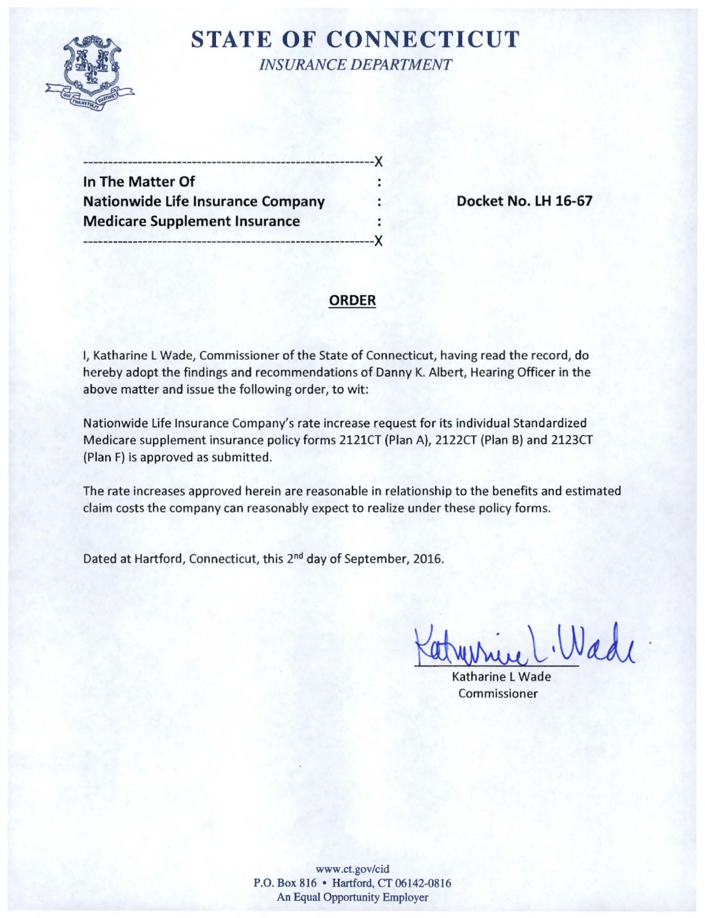# STATE OF CONNECTICUT

*INSURANCE DEPARTMENT*

---

**In The Matter Of**
**Nationwide Life Insurance Company**
**Medicare Supplement Insurance**

**Docket No. LH 16-67**

---

## ORDER

I, Katharine L Wade, Commissioner of the State of Connecticut, having read the record, do hereby adopt the findings and recommendations of Danny K. Albert, Hearing Officer in the above matter and issue the following order, to wit:

Nationwide Life Insurance Company's rate increase request for its individual Standardized Medicare supplement insurance policy forms 2121CT (Plan A), 2122CT (Plan B) and 2123CT (Plan F) is approved as submitted.

The rate increases approved herein are reasonable in relationship to the benefits and estimated claim costs the company can reasonably expect to realize under these policy forms.

Dated at Hartford, Connecticut, this 2nd day of September, 2016.

Katharine L Wade
Commissioner

www.ct.gov/cid
P.O. Box 816 • Hartford, CT 06142-0816
An Equal Opportunity Employer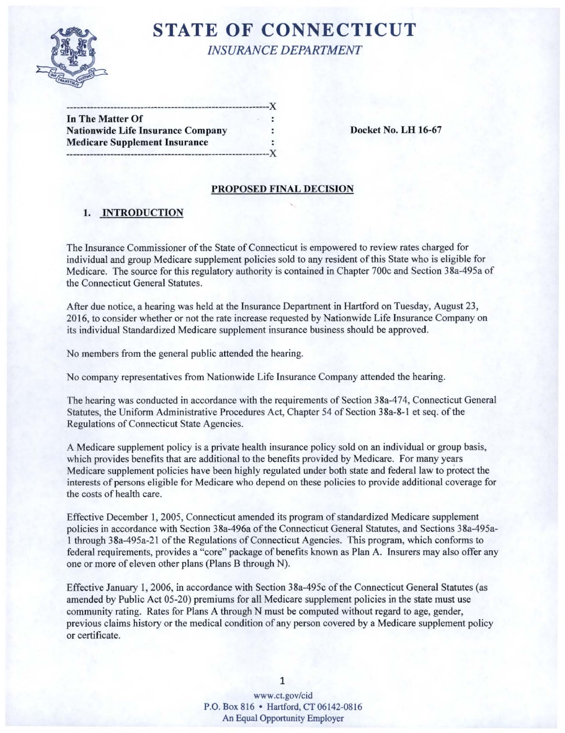# STATE OF CONNECTICUT

*INSURANCE DEPARTMENT*

| In The Matter Of | | |
|---|---|---|
| Nationwide Life Insurance Company | : | **Docket No. LH 16-67** |
| Medicare Supplement Insurance | : | |

## PROPOSED FINAL DECISION

### 1. INTRODUCTION

The Insurance Commissioner of the State of Connecticut is empowered to review rates charged for individual and group Medicare supplement policies sold to any resident of this State who is eligible for Medicare. The source for this regulatory authority is contained in Chapter 700c and Section 38a-495a of the Connecticut General Statutes.

After due notice, a hearing was held at the Insurance Department in Hartford on Tuesday, August 23, 2016, to consider whether or not the rate increase requested by Nationwide Life Insurance Company on its individual Standardized Medicare supplement insurance business should be approved.

No members from the general public attended the hearing.

No company representatives from Nationwide Life Insurance Company attended the hearing.

The hearing was conducted in accordance with the requirements of Section 38a-474, Connecticut General Statutes, the Uniform Administrative Procedures Act, Chapter 54 of Section 38a-8-1 et seq. of the Regulations of Connecticut State Agencies.

A Medicare supplement policy is a private health insurance policy sold on an individual or group basis, which provides benefits that are additional to the benefits provided by Medicare. For many years Medicare supplement policies have been highly regulated under both state and federal law to protect the interests of persons eligible for Medicare who depend on these policies to provide additional coverage for the costs of health care.

Effective December 1, 2005, Connecticut amended its program of standardized Medicare supplement policies in accordance with Section 38a-496a of the Connecticut General Statutes, and Sections 38a-495a-1 through 38a-495a-21 of the Regulations of Connecticut Agencies. This program, which conforms to federal requirements, provides a "core" package of benefits known as Plan A. Insurers may also offer any one or more of eleven other plans (Plans B through N).

Effective January 1, 2006, in accordance with Section 38a-495c of the Connecticut General Statutes (as amended by Public Act 05-20) premiums for all Medicare supplement policies in the state must use community rating. Rates for Plans A through N must be computed without regard to age, gender, previous claims history or the medical condition of any person covered by a Medicare supplement policy or certificate.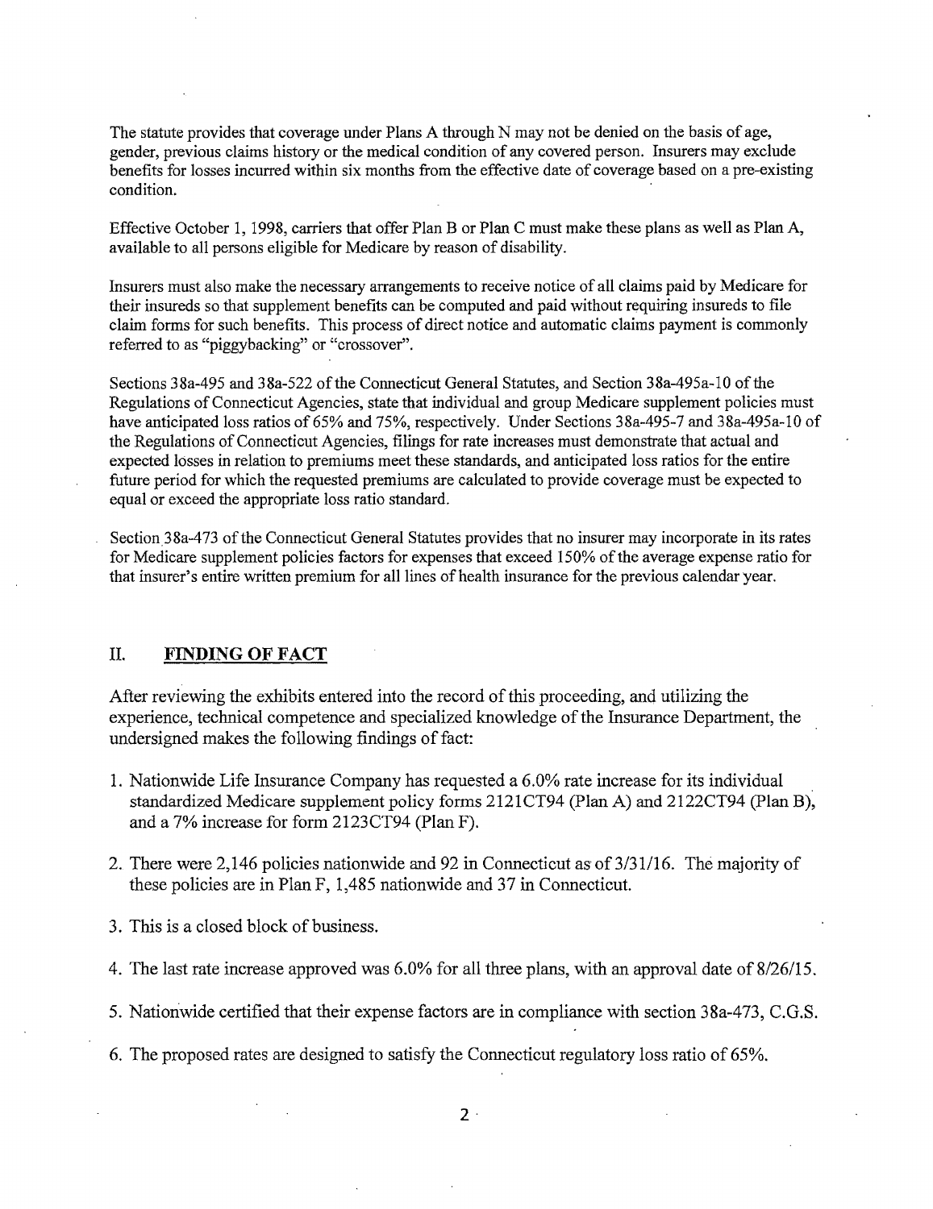The statute provides that coverage under Plans A through N may not be denied on the basis of age, gender, previous claims history or the medical condition of any covered person. Insurers may exclude benefits for losses incurred within six months from the effective date of coverage based on a pre-existing condition.

Effective October 1, 1998, carriers that offer Plan B or Plan C must make these plans as well as Plan A, available to all persons eligible for Medicare by reason of disability.

Insurers must also make the necessary arrangements to receive notice of all claims paid by Medicare for their insureds so that supplement benefits can be computed and paid without requiring insureds to file claim forms for such benefits. This process of direct notice and automatic claims payment is commonly referred to as "piggybacking" or "crossover".

Sections 38a-495 and 38a-522 of the Connecticut General Statutes, and Section 38a-495a-10 of the Regulations of Connecticut Agencies, state that individual and group Medicare supplement policies must have anticipated loss ratios of 65% and 75%, respectively. Under Sections 38a-495-7 and 38a-495a-10 of the Regulations of Connecticut Agencies, filings for rate increases must demonstrate that actual and expected losses in relation to premiums meet these standards, and anticipated loss ratios for the entire future period for which the requested premiums are calculated to provide coverage must be expected to equal or exceed the appropriate loss ratio standard.

Section 38a-473 of the Connecticut General Statutes provides that no insurer may incorporate in its rates for Medicare supplement policies factors for expenses that exceed 150% of the average expense ratio for that insurer's entire written premium for all lines of health insurance for the previous calendar year.

## II. **FINDING OF FACT**

After reviewing the exhibits entered into the record of this proceeding, and utilizing the experience, technical competence and specialized knowledge of the Insurance Department, the undersigned makes the following findings of fact:

1. Nationwide Life Insurance Company has requested a 6.0% rate increase for its individual standardized Medicare supplement policy forms 2121CT94 (Plan A) and 2122CT94 (Plan B), and a 7% increase for form 2123CT94 (Plan F).
2. There were 2,146 policies nationwide and 92 in Connecticut as of 3/31/16. The majority of these policies are in Plan F, 1,485 nationwide and 37 in Connecticut.
3. This is a closed block of business.
4. The last rate increase approved was 6.0% for all three plans, with an approval date of 8/26/15.
5. Nationwide certified that their expense factors are in compliance with section 38a-473, C.G.S.
6. The proposed rates are designed to satisfy the Connecticut regulatory loss ratio of 65%.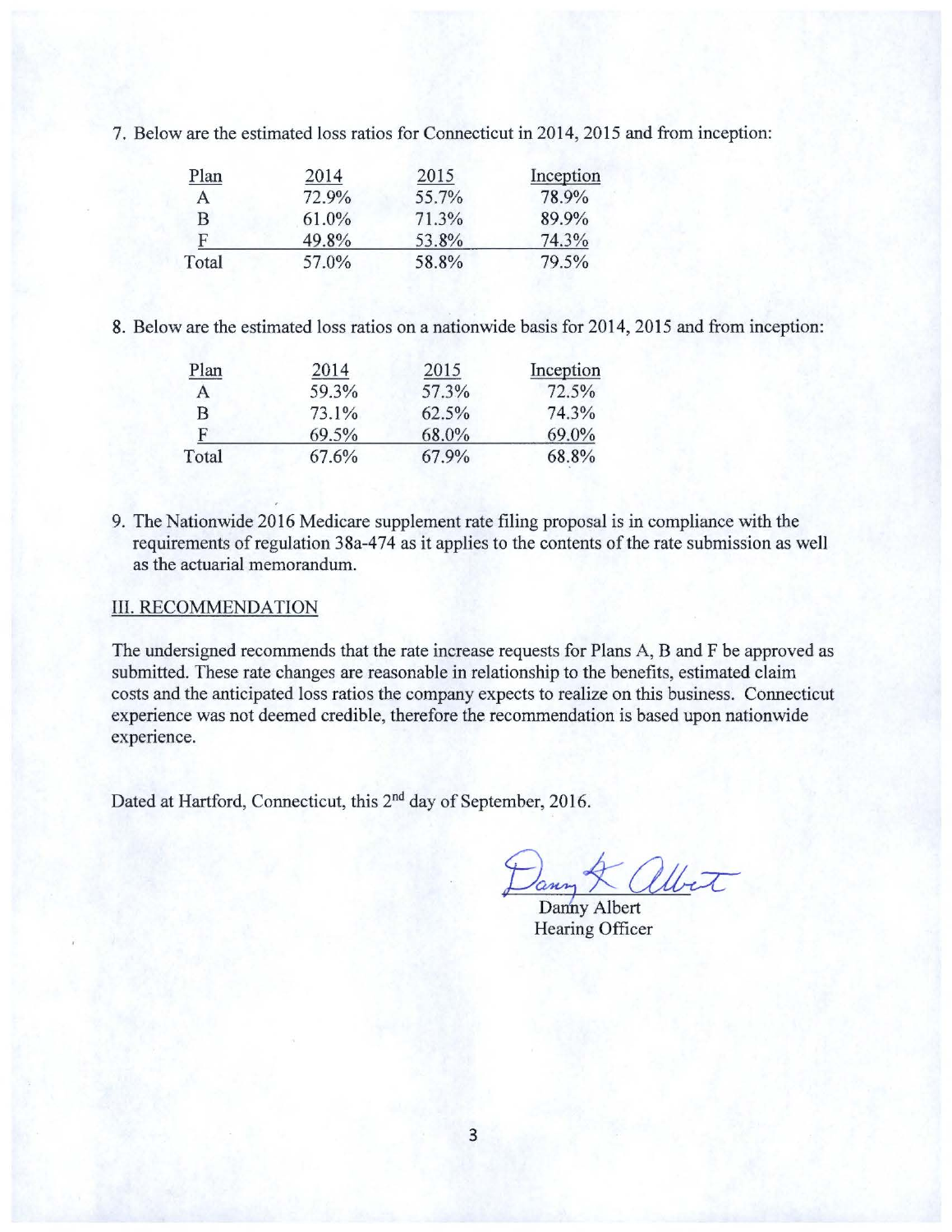7. Below are the estimated loss ratios for Connecticut in 2014, 2015 and from inception:

| Plan | 2014 | 2015 | Inception |
|---|---|---|---|
| A | 72.9% | 55.7% | 78.9% |
| B | 61.0% | 71.3% | 89.9% |
| F | 49.8% | 53.8% | 74.3% |
| Total | 57.0% | 58.8% | 79.5% |

8. Below are the estimated loss ratios on a nationwide basis for 2014, 2015 and from inception:

| Plan | 2014 | 2015 | Inception |
|---|---|---|---|
| A | 59.3% | 57.3% | 72.5% |
| B | 73.1% | 62.5% | 74.3% |
| F | 69.5% | 68.0% | 69.0% |
| Total | 67.6% | 67.9% | 68.8% |

9. The Nationwide 2016 Medicare supplement rate filing proposal is in compliance with the requirements of regulation 38a-474 as it applies to the contents of the rate submission as well as the actuarial memorandum.

## III. RECOMMENDATION

The undersigned recommends that the rate increase requests for Plans A, B and F be approved as submitted. These rate changes are reasonable in relationship to the benefits, estimated claim costs and the anticipated loss ratios the company expects to realize on this business. Connecticut experience was not deemed credible, therefore the recommendation is based upon nationwide experience.

Dated at Hartford, Connecticut, this 2nd day of September, 2016.

Danny K Albert

Danny Albert
Hearing Officer